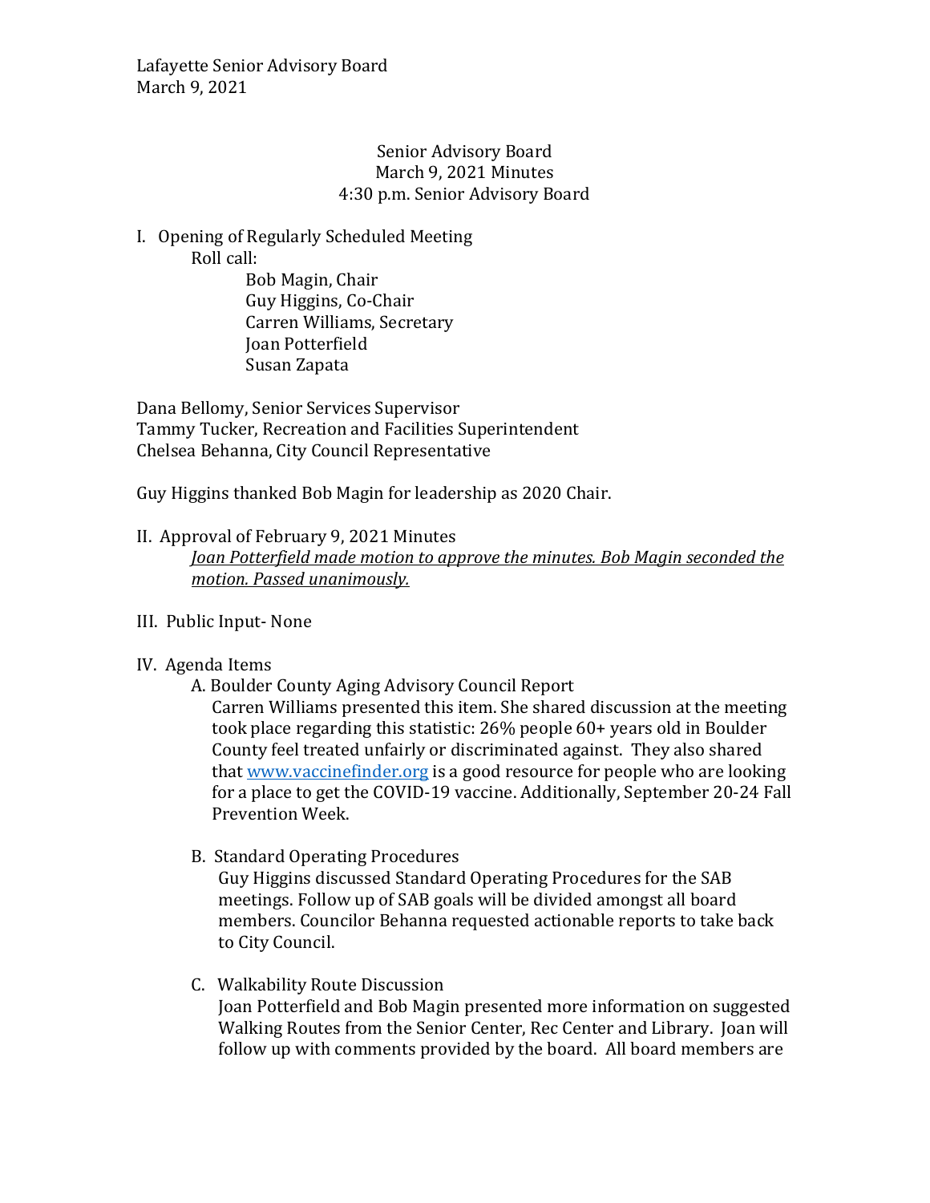Lafayette Senior Advisory Board
March 9, 2021

Senior Advisory Board
March 9, 2021 Minutes
4:30 p.m. Senior Advisory Board

I. Opening of Regularly Scheduled Meeting

Roll call:

- Bob Magin, Chair
- Guy Higgins, Co-Chair
- Carren Williams, Secretary
- Joan Potterfield
- Susan Zapata

Dana Bellomy, Senior Services Supervisor
Tammy Tucker, Recreation and Facilities Superintendent
Chelsea Behanna, City Council Representative

Guy Higgins thanked Bob Magin for leadership as 2020 Chair.

II. Approval of February 9, 2021 Minutes

*Joan Potterfield made motion to approve the minutes. Bob Magin seconded the motion. Passed unanimously.*

III. Public Input- None

IV. Agenda Items

A. Boulder County Aging Advisory Council Report

Carren Williams presented this item. She shared discussion at the meeting took place regarding this statistic: 26% people 60+ years old in Boulder County feel treated unfairly or discriminated against. They also shared that [www.vaccinefinder.org](http://www.vaccinefinder.org) is a good resource for people who are looking for a place to get the COVID-19 vaccine. Additionally, September 20-24 Fall Prevention Week.

B. Standard Operating Procedures

Guy Higgins discussed Standard Operating Procedures for the SAB meetings. Follow up of SAB goals will be divided amongst all board members. Councilor Behanna requested actionable reports to take back to City Council.

C. Walkability Route Discussion

Joan Potterfield and Bob Magin presented more information on suggested Walking Routes from the Senior Center, Rec Center and Library. Joan will follow up with comments provided by the board. All board members are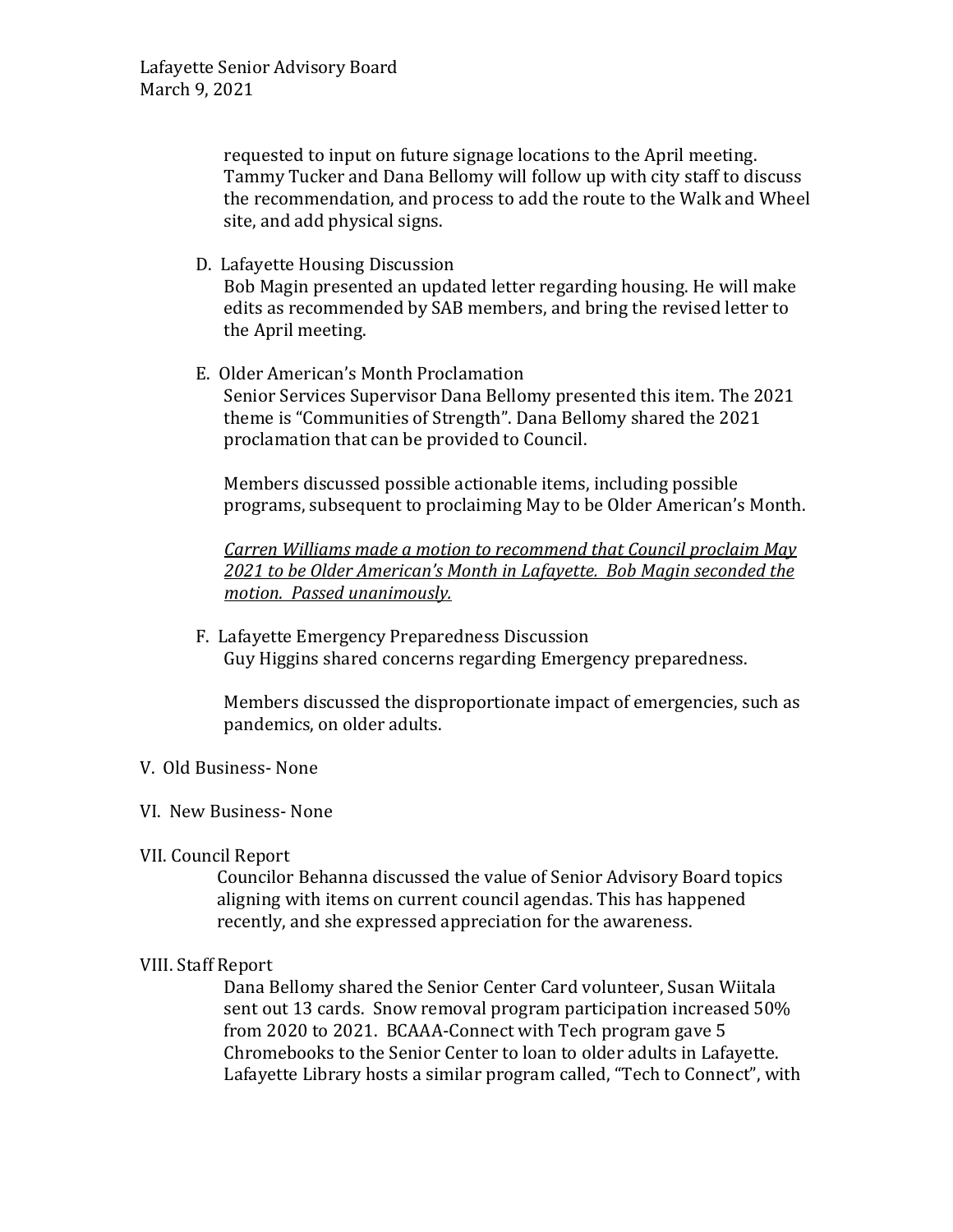requested to input on future signage locations to the April meeting. Tammy Tucker and Dana Bellomy will follow up with city staff to discuss the recommendation, and process to add the route to the Walk and Wheel site, and add physical signs.

D. Lafayette Housing Discussion

Bob Magin presented an updated letter regarding housing. He will make edits as recommended by SAB members, and bring the revised letter to the April meeting.

E. Older American's Month Proclamation

Senior Services Supervisor Dana Bellomy presented this item. The 2021 theme is "Communities of Strength". Dana Bellomy shared the 2021 proclamation that can be provided to Council.

Members discussed possible actionable items, including possible programs, subsequent to proclaiming May to be Older American's Month.

*Carren Williams made a motion to recommend that Council proclaim May 2021 to be Older American's Month in Lafayette. Bob Magin seconded the motion. Passed unanimously.*

F. Lafayette Emergency Preparedness Discussion

Guy Higgins shared concerns regarding Emergency preparedness.

Members discussed the disproportionate impact of emergencies, such as pandemics, on older adults.

V. Old Business- None

VI. New Business- None

VII. Council Report

Councilor Behanna discussed the value of Senior Advisory Board topics aligning with items on current council agendas. This has happened recently, and she expressed appreciation for the awareness.

VIII. Staff Report

Dana Bellomy shared the Senior Center Card volunteer, Susan Wiitala sent out 13 cards. Snow removal program participation increased 50% from 2020 to 2021. BCAAA-Connect with Tech program gave 5 Chromebooks to the Senior Center to loan to older adults in Lafayette. Lafayette Library hosts a similar program called, "Tech to Connect", with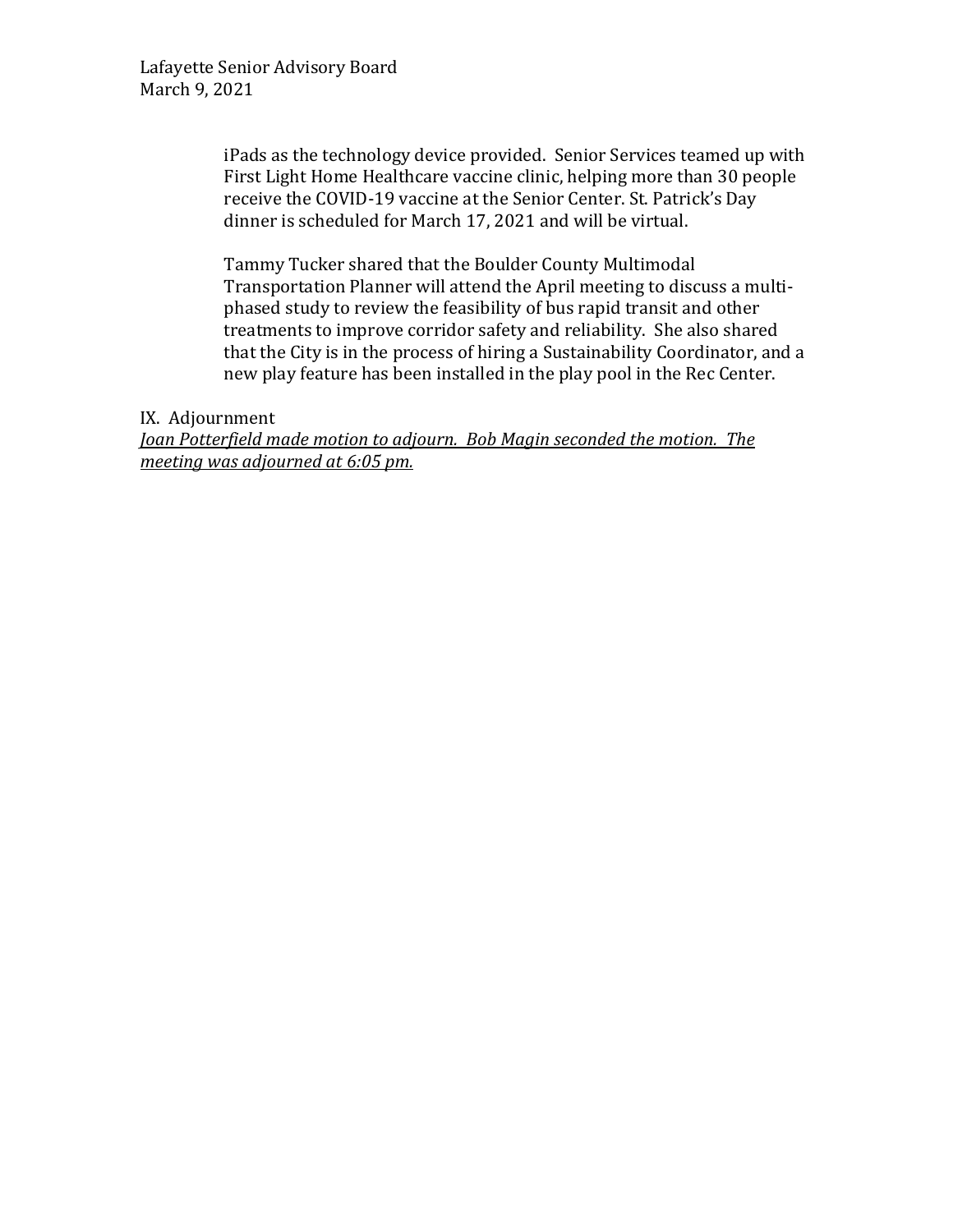iPads as the technology device provided. Senior Services teamed up with First Light Home Healthcare vaccine clinic, helping more than 30 people receive the COVID-19 vaccine at the Senior Center. St. Patrick's Day dinner is scheduled for March 17, 2021 and will be virtual.

Tammy Tucker shared that the Boulder County Multimodal Transportation Planner will attend the April meeting to discuss a multi-phased study to review the feasibility of bus rapid transit and other treatments to improve corridor safety and reliability. She also shared that the City is in the process of hiring a Sustainability Coordinator, and a new play feature has been installed in the play pool in the Rec Center.

IX. Adjournment

*Joan Potterfield made motion to adjourn. Bob Magin seconded the motion. The meeting was adjourned at 6:05 pm.*